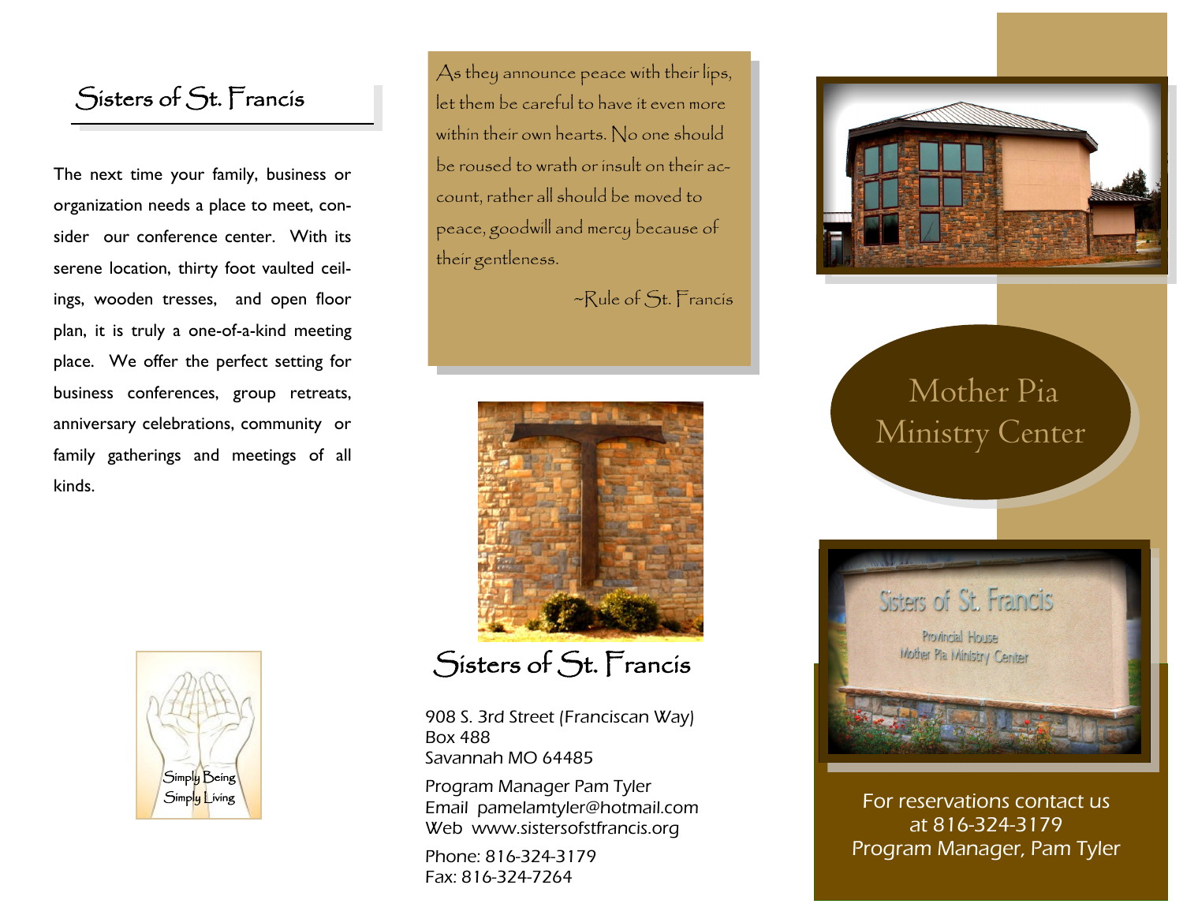## Sisters of St. Francis

The next time your family, business or organization needs a place to meet, consider our conference center. With its serene location, thirty foot vaulted ceilings, wooden tresses, and open floor plan, it is truly a one-of-a-kind meeting place. We offer the perfect setting for business conferences, group retreats, anniversary celebrations, community or family gatherings and meetings of all kinds.

Simply Being
Simply Living

As they announce peace with their lips, let them be careful to have it even more within their own hearts. No one should be roused to wrath or insult on their account, rather all should be moved to peace, goodwill and mercy because of their gentleness.

~Rule of St. Francis

## Sisters of St. Francis

908 S. 3rd Street (Franciscan Way)
Box 488
Savannah MO 64485

Program Manager Pam Tyler
Email pamelamtyler@hotmail.com
Web www.sistersofstfrancis.org

Phone: 816-324-3179
Fax: 816-324-7264

# Mother Pia Ministry Center

Sisters of St. Francis
Provincial House
Mother Pia Ministry Center

For reservations contact us at 816-324-3179
Program Manager, Pam Tyler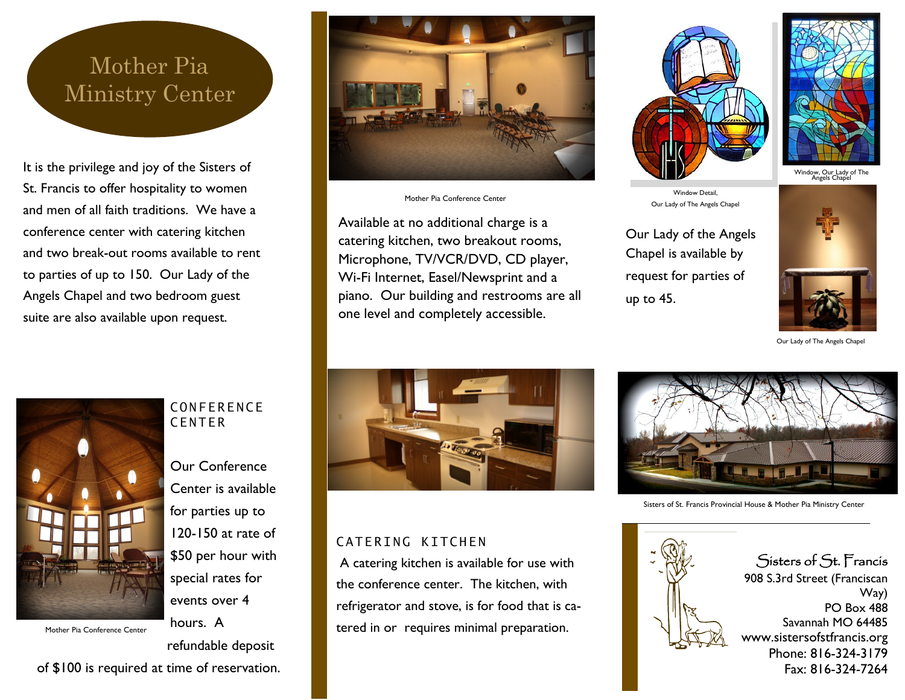# Mother Pia Ministry Center

It is the privilege and joy of the Sisters of St. Francis to offer hospitality to women and men of all faith traditions. We have a conference center with catering kitchen and two break-out rooms available to rent to parties of up to 150. Our Lady of the Angels Chapel and two bedroom guest suite are also available upon request.

Mother Pia Conference Center

## CONFERENCE CENTER

Our Conference Center is available for parties up to 120-150 at rate of $50 per hour with special rates for events over 4 hours. A refundable deposit of $100 is required at time of reservation.

Mother Pia Conference Center

Available at no additional charge is a catering kitchen, two breakout rooms, Microphone, TV/VCR/DVD, CD player, Wi-Fi Internet, Easel/Newsprint and a piano. Our building and restrooms are all one level and completely accessible.

## CATERING KITCHEN

A catering kitchen is available for use with the conference center. The kitchen, with refrigerator and stove, is for food that is catered in or requires minimal preparation.

Window Detail, Our Lady of The Angels Chapel

Window, Our Lady of The Angels Chapel

Our Lady of the Angels Chapel is available by request for parties of up to 45.

Our Lady of The Angels Chapel

Sisters of St. Francis Provincial House & Mother Pia Ministry Center

Sisters of St. Francis
908 S.3rd Street (Franciscan Way)
PO Box 488
Savannah MO 64485
www.sistersofstfrancis.org
Phone: 816-324-3179
Fax: 816-324-7264